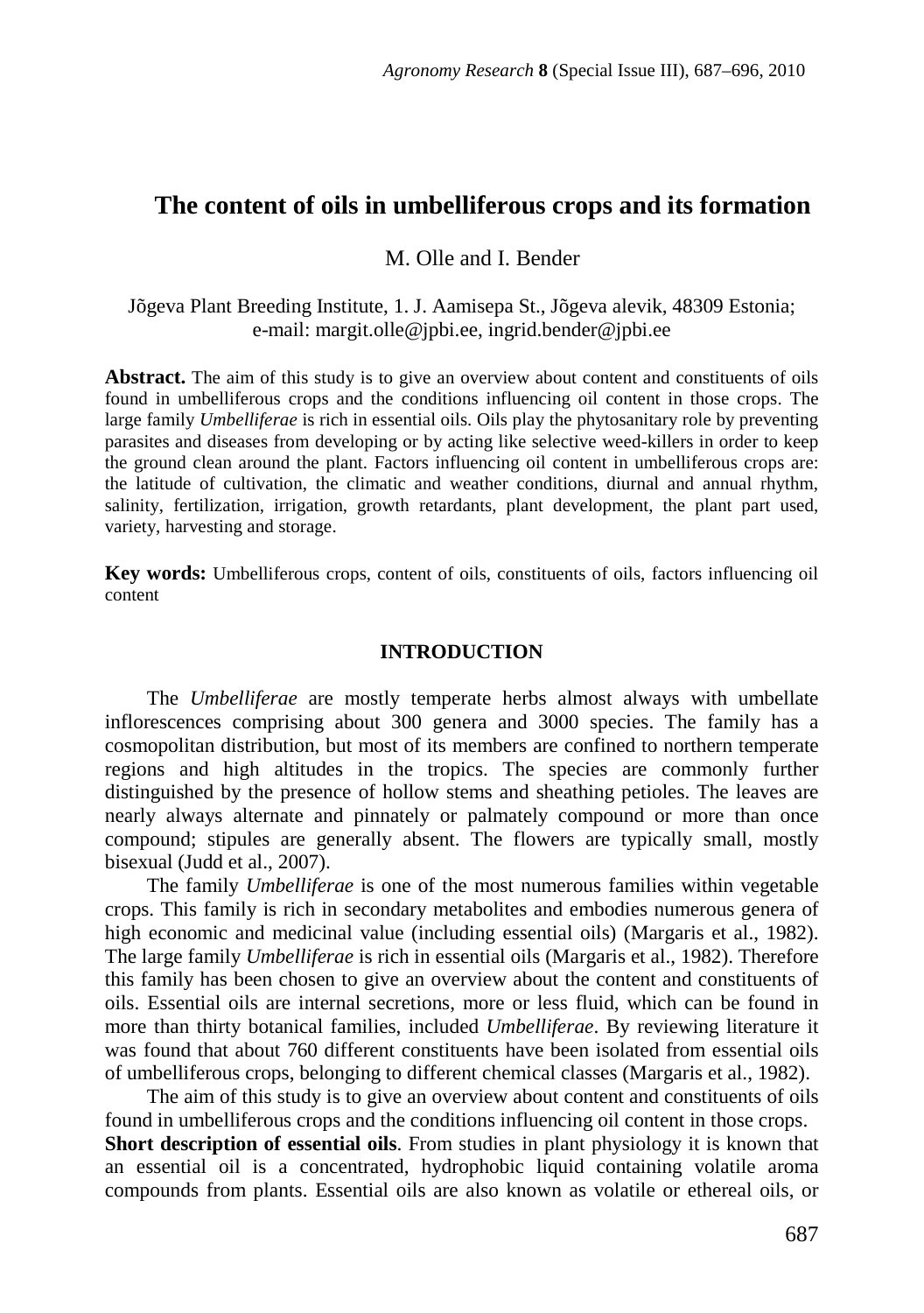# The content of oils in umbelliferous crops and its formation

M. Olle and I. Bender

Jõgeva Plant Breeding Institute, 1. J. Aamisepa St., Jõgeva alevik, 48309 Estonia; e-mail: margit.olle@jpbi.ee, ingrid.bender@jpbi.ee

**Abstract.** The aim of this study is to give an overview about content and constituents of oils found in umbelliferous crops and the conditions influencing oil content in those crops. The large family *Umbelliferae* is rich in essential oils. Oils play the phytosanitary role by preventing parasites and diseases from developing or by acting like selective weed-killers in order to keep the ground clean around the plant. Factors influencing oil content in umbelliferous crops are: the latitude of cultivation, the climatic and weather conditions, diurnal and annual rhythm, salinity, fertilization, irrigation, growth retardants, plant development, the plant part used, variety, harvesting and storage.

**Key words:** Umbelliferous crops, content of oils, constituents of oils, factors influencing oil content

## INTRODUCTION

The *Umbelliferae* are mostly temperate herbs almost always with umbellate inflorescences comprising about 300 genera and 3000 species. The family has a cosmopolitan distribution, but most of its members are confined to northern temperate regions and high altitudes in the tropics. The species are commonly further distinguished by the presence of hollow stems and sheathing petioles. The leaves are nearly always alternate and pinnately or palmately compound or more than once compound; stipules are generally absent. The flowers are typically small, mostly bisexual (Judd et al., 2007).

The family *Umbelliferae* is one of the most numerous families within vegetable crops. This family is rich in secondary metabolites and embodies numerous genera of high economic and medicinal value (including essential oils) (Margaris et al., 1982). The large family *Umbelliferae* is rich in essential oils (Margaris et al., 1982). Therefore this family has been chosen to give an overview about the content and constituents of oils. Essential oils are internal secretions, more or less fluid, which can be found in more than thirty botanical families, included *Umbelliferae*. By reviewing literature it was found that about 760 different constituents have been isolated from essential oils of umbelliferous crops, belonging to different chemical classes (Margaris et al., 1982).

The aim of this study is to give an overview about content and constituents of oils found in umbelliferous crops and the conditions influencing oil content in those crops.

**Short description of essential oils**. From studies in plant physiology it is known that an essential oil is a concentrated, hydrophobic liquid containing volatile aroma compounds from plants. Essential oils are also known as volatile or ethereal oils, or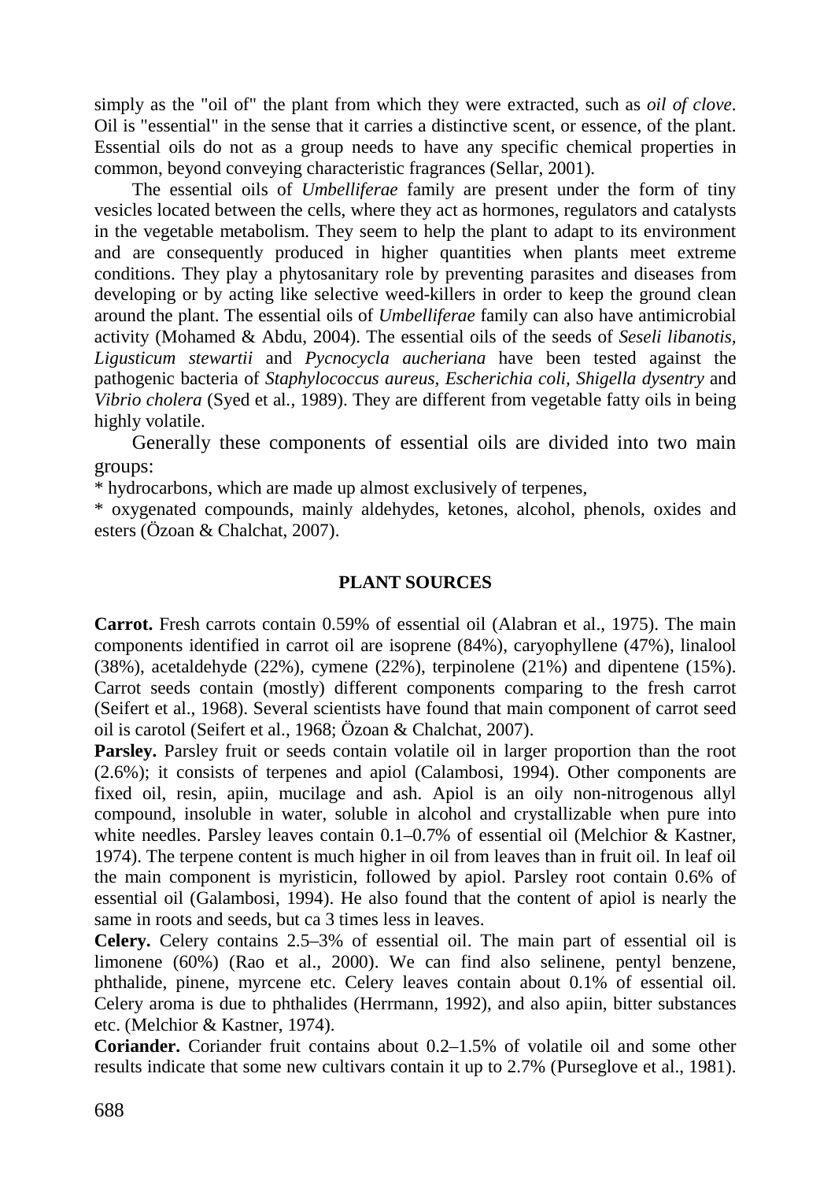simply as the "oil of" the plant from which they were extracted, such as *oil of clove*. Oil is "essential" in the sense that it carries a distinctive scent, or essence, of the plant. Essential oils do not as a group needs to have any specific chemical properties in common, beyond conveying characteristic fragrances (Sellar, 2001).

The essential oils of *Umbelliferae* family are present under the form of tiny vesicles located between the cells, where they act as hormones, regulators and catalysts in the vegetable metabolism. They seem to help the plant to adapt to its environment and are consequently produced in higher quantities when plants meet extreme conditions. They play a phytosanitary role by preventing parasites and diseases from developing or by acting like selective weed-killers in order to keep the ground clean around the plant. The essential oils of *Umbelliferae* family can also have antimicrobial activity (Mohamed & Abdu, 2004). The essential oils of the seeds of *Seseli libanotis, Ligusticum stewartii* and *Pycnocycla aucheriana* have been tested against the pathogenic bacteria of *Staphylococcus aureus, Escherichia coli, Shigella dysentry* and *Vibrio cholera* (Syed et al., 1989). They are different from vegetable fatty oils in being highly volatile.

Generally these components of essential oils are divided into two main groups:

* hydrocarbons, which are made up almost exclusively of terpenes,
* oxygenated compounds, mainly aldehydes, ketones, alcohol, phenols, oxides and esters (Özoan & Chalchat, 2007).

## PLANT SOURCES

**Carrot.** Fresh carrots contain 0.59% of essential oil (Alabran et al., 1975). The main components identified in carrot oil are isoprene (84%), caryophyllene (47%), linalool (38%), acetaldehyde (22%), cymene (22%), terpinolene (21%) and dipentene (15%). Carrot seeds contain (mostly) different components comparing to the fresh carrot (Seifert et al., 1968). Several scientists have found that main component of carrot seed oil is carotol (Seifert et al., 1968; Özoan & Chalchat, 2007).

**Parsley.** Parsley fruit or seeds contain volatile oil in larger proportion than the root (2.6%); it consists of terpenes and apiol (Calambosi, 1994). Other components are fixed oil, resin, apiin, mucilage and ash. Apiol is an oily non-nitrogenous allyl compound, insoluble in water, soluble in alcohol and crystallizable when pure into white needles. Parsley leaves contain 0.1–0.7% of essential oil (Melchior & Kastner, 1974). The terpene content is much higher in oil from leaves than in fruit oil. In leaf oil the main component is myristicin, followed by apiol. Parsley root contain 0.6% of essential oil (Galambosi, 1994). He also found that the content of apiol is nearly the same in roots and seeds, but ca 3 times less in leaves.

**Celery.** Celery contains 2.5–3% of essential oil. The main part of essential oil is limonene (60%) (Rao et al., 2000). We can find also selinene, pentyl benzene, phthalide, pinene, myrcene etc. Celery leaves contain about 0.1% of essential oil. Celery aroma is due to phthalides (Herrmann, 1992), and also apiin, bitter substances etc. (Melchior & Kastner, 1974).

**Coriander.** Coriander fruit contains about 0.2–1.5% of volatile oil and some other results indicate that some new cultivars contain it up to 2.7% (Purseglove et al., 1981).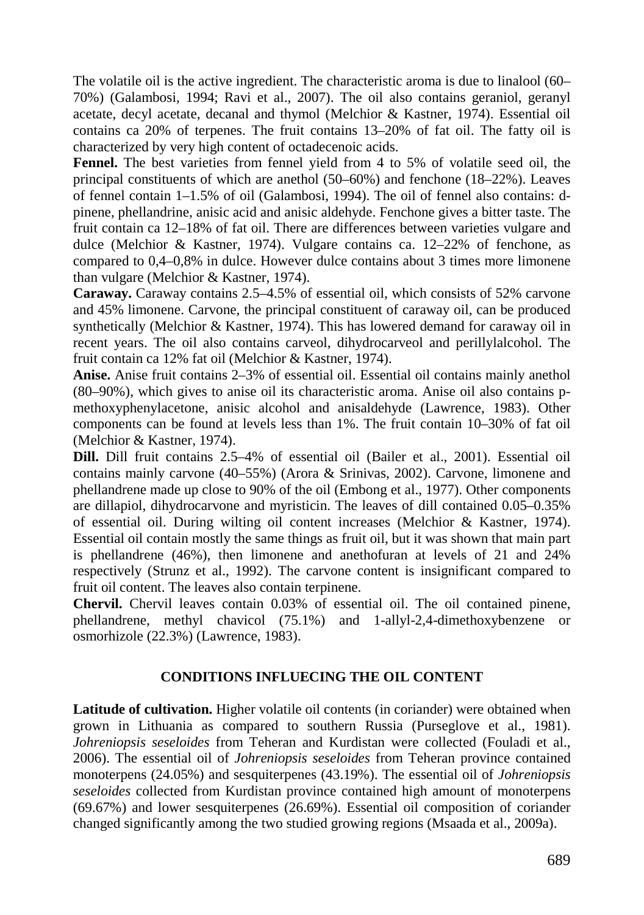The volatile oil is the active ingredient. The characteristic aroma is due to linalool (60–70%) (Galambosi, 1994; Ravi et al., 2007). The oil also contains geraniol, geranyl acetate, decyl acetate, decanal and thymol (Melchior & Kastner, 1974). Essential oil contains ca 20% of terpenes. The fruit contains 13–20% of fat oil. The fatty oil is characterized by very high content of octadecenoic acids.

**Fennel.** The best varieties from fennel yield from 4 to 5% of volatile seed oil, the principal constituents of which are anethol (50–60%) and fenchone (18–22%). Leaves of fennel contain 1–1.5% of oil (Galambosi, 1994). The oil of fennel also contains: d-pinene, phellandrine, anisic acid and anisic aldehyde. Fenchone gives a bitter taste. The fruit contain ca 12–18% of fat oil. There are differences between varieties vulgare and dulce (Melchior & Kastner, 1974). Vulgare contains ca. 12–22% of fenchone, as compared to 0,4–0,8% in dulce. However dulce contains about 3 times more limonene than vulgare (Melchior & Kastner, 1974).

**Caraway.** Caraway contains 2.5–4.5% of essential oil, which consists of 52% carvone and 45% limonene. Carvone, the principal constituent of caraway oil, can be produced synthetically (Melchior & Kastner, 1974). This has lowered demand for caraway oil in recent years. The oil also contains carveol, dihydrocarveol and perillylalcohol. The fruit contain ca 12% fat oil (Melchior & Kastner, 1974).

**Anise.** Anise fruit contains 2–3% of essential oil. Essential oil contains mainly anethol (80–90%), which gives to anise oil its characteristic aroma. Anise oil also contains p-methoxyphenylacetone, anisic alcohol and anisaldehyde (Lawrence, 1983). Other components can be found at levels less than 1%. The fruit contain 10–30% of fat oil (Melchior & Kastner, 1974).

**Dill.** Dill fruit contains 2.5–4% of essential oil (Bailer et al., 2001). Essential oil contains mainly carvone (40–55%) (Arora & Srinivas, 2002). Carvone, limonene and phellandrene made up close to 90% of the oil (Embong et al., 1977). Other components are dillapiol, dihydrocarvone and myristicin. The leaves of dill contained 0.05–0.35% of essential oil. During wilting oil content increases (Melchior & Kastner, 1974). Essential oil contain mostly the same things as fruit oil, but it was shown that main part is phellandrene (46%), then limonene and anethofuran at levels of 21 and 24% respectively (Strunz et al., 1992). The carvone content is insignificant compared to fruit oil content. The leaves also contain terpinene.

**Chervil.** Chervil leaves contain 0.03% of essential oil. The oil contained pinene, phellandrene, methyl chavicol (75.1%) and 1-allyl-2,4-dimethoxybenzene or osmorhizole (22.3%) (Lawrence, 1983).

## CONDITIONS INFLUECING THE OIL CONTENT

**Latitude of cultivation.** Higher volatile oil contents (in coriander) were obtained when grown in Lithuania as compared to southern Russia (Purseglove et al., 1981). *Johreniopsis seseloides* from Teheran and Kurdistan were collected (Fouladi et al., 2006). The essential oil of *Johreniopsis seseloides* from Teheran province contained monoterpens (24.05%) and sesquiterpenes (43.19%). The essential oil of *Johreniopsis seseloides* collected from Kurdistan province contained high amount of monoterpens (69.67%) and lower sesquiterpenes (26.69%). Essential oil composition of coriander changed significantly among the two studied growing regions (Msaada et al., 2009a).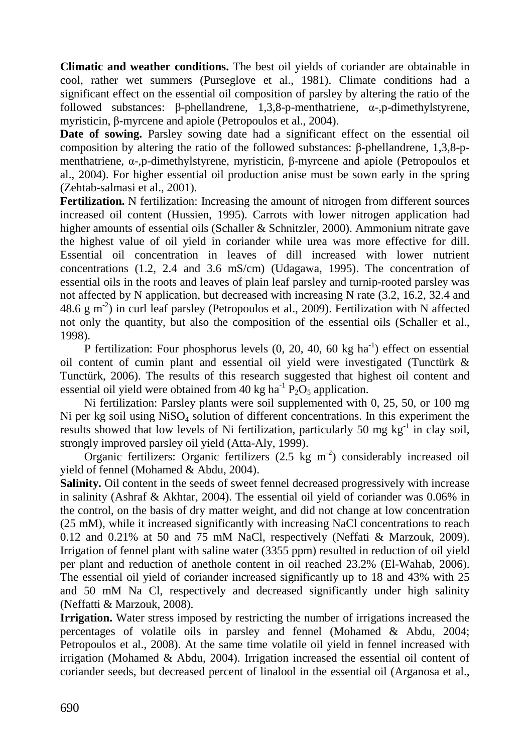**Climatic and weather conditions.** The best oil yields of coriander are obtainable in cool, rather wet summers (Purseglove et al., 1981). Climate conditions had a significant effect on the essential oil composition of parsley by altering the ratio of the followed substances: β-phellandrene, 1,3,8-p-menthatriene, α-,p-dimethylstyrene, myristicin, β-myrcene and apiole (Petropoulos et al., 2004).

**Date of sowing.** Parsley sowing date had a significant effect on the essential oil composition by altering the ratio of the followed substances: β-phellandrene, 1,3,8-p-menthatriene, α-,p-dimethylstyrene, myristicin, β-myrcene and apiole (Petropoulos et al., 2004). For higher essential oil production anise must be sown early in the spring (Zehtab-salmasi et al., 2001).

**Fertilization.** N fertilization: Increasing the amount of nitrogen from different sources increased oil content (Hussien, 1995). Carrots with lower nitrogen application had higher amounts of essential oils (Schaller & Schnitzler, 2000). Ammonium nitrate gave the highest value of oil yield in coriander while urea was more effective for dill. Essential oil concentration in leaves of dill increased with lower nutrient concentrations (1.2, 2.4 and 3.6 mS/cm) (Udagawa, 1995). The concentration of essential oils in the roots and leaves of plain leaf parsley and turnip-rooted parsley was not affected by N application, but decreased with increasing N rate (3.2, 16.2, 32.4 and 48.6 g $m^{-2}$) in curl leaf parsley (Petropoulos et al., 2009). Fertilization with N affected not only the quantity, but also the composition of the essential oils (Schaller et al., 1998).

P fertilization: Four phosphorus levels (0, 20, 40, 60 kg $ha^{-1}$) effect on essential oil content of cumin plant and essential oil yield were investigated (Tunctürk & Tunctürk, 2006). The results of this research suggested that highest oil content and essential oil yield were obtained from 40 kg $ha^{-1}$ $P_2O_5$ application.

Ni fertilization: Parsley plants were soil supplemented with 0, 25, 50, or 100 mg Ni per kg soil using $NiSO_4$ solution of different concentrations. In this experiment the results showed that low levels of Ni fertilization, particularly 50 mg $kg^{-1}$ in clay soil, strongly improved parsley oil yield (Atta-Aly, 1999).

Organic fertilizers: Organic fertilizers (2.5 kg $m^{-2}$) considerably increased oil yield of fennel (Mohamed & Abdu, 2004).

**Salinity.** Oil content in the seeds of sweet fennel decreased progressively with increase in salinity (Ashraf & Akhtar, 2004). The essential oil yield of coriander was 0.06% in the control, on the basis of dry matter weight, and did not change at low concentration (25 mM), while it increased significantly with increasing NaCl concentrations to reach 0.12 and 0.21% at 50 and 75 mM NaCl, respectively (Neffati & Marzouk, 2009). Irrigation of fennel plant with saline water (3355 ppm) resulted in reduction of oil yield per plant and reduction of anethole content in oil reached 23.2% (El-Wahab, 2006). The essential oil yield of coriander increased significantly up to 18 and 43% with 25 and 50 mM Na Cl, respectively and decreased significantly under high salinity (Neffatti & Marzouk, 2008).

**Irrigation.** Water stress imposed by restricting the number of irrigations increased the percentages of volatile oils in parsley and fennel (Mohamed & Abdu, 2004; Petropoulos et al., 2008). At the same time volatile oil yield in fennel increased with irrigation (Mohamed & Abdu, 2004). Irrigation increased the essential oil content of coriander seeds, but decreased percent of linalool in the essential oil (Arganosa et al.,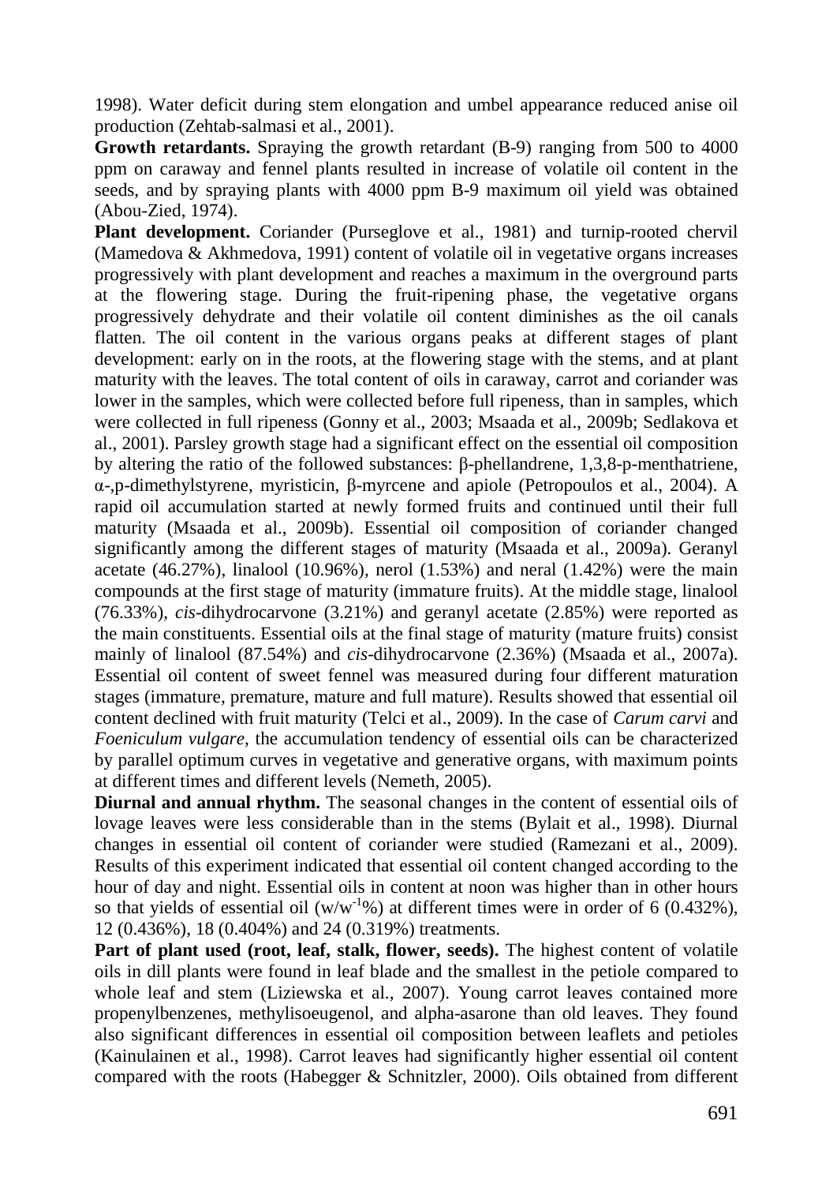1998). Water deficit during stem elongation and umbel appearance reduced anise oil production (Zehtab-salmasi et al., 2001).

**Growth retardants.** Spraying the growth retardant (B-9) ranging from 500 to 4000 ppm on caraway and fennel plants resulted in increase of volatile oil content in the seeds, and by spraying plants with 4000 ppm B-9 maximum oil yield was obtained (Abou-Zied, 1974).

**Plant development.** Coriander (Purseglove et al., 1981) and turnip-rooted chervil (Mamedova & Akhmedova, 1991) content of volatile oil in vegetative organs increases progressively with plant development and reaches a maximum in the overground parts at the flowering stage. During the fruit-ripening phase, the vegetative organs progressively dehydrate and their volatile oil content diminishes as the oil canals flatten. The oil content in the various organs peaks at different stages of plant development: early on in the roots, at the flowering stage with the stems, and at plant maturity with the leaves. The total content of oils in caraway, carrot and coriander was lower in the samples, which were collected before full ripeness, than in samples, which were collected in full ripeness (Gonny et al., 2003; Msaada et al., 2009b; Sedlakova et al., 2001). Parsley growth stage had a significant effect on the essential oil composition by altering the ratio of the followed substances: β-phellandrene, 1,3,8-p-menthatriene, α-,p-dimethylstyrene, myristicin, β-myrcene and apiole (Petropoulos et al., 2004). A rapid oil accumulation started at newly formed fruits and continued until their full maturity (Msaada et al., 2009b). Essential oil composition of coriander changed significantly among the different stages of maturity (Msaada et al., 2009a). Geranyl acetate (46.27%), linalool (10.96%), nerol (1.53%) and neral (1.42%) were the main compounds at the first stage of maturity (immature fruits). At the middle stage, linalool (76.33%), *cis*-dihydrocarvone (3.21%) and geranyl acetate (2.85%) were reported as the main constituents. Essential oils at the final stage of maturity (mature fruits) consist mainly of linalool (87.54%) and *cis*-dihydrocarvone (2.36%) (Msaada et al., 2007a). Essential oil content of sweet fennel was measured during four different maturation stages (immature, premature, mature and full mature). Results showed that essential oil content declined with fruit maturity (Telci et al., 2009). In the case of *Carum carvi* and *Foeniculum vulgare*, the accumulation tendency of essential oils can be characterized by parallel optimum curves in vegetative and generative organs, with maximum points at different times and different levels (Nemeth, 2005).

**Diurnal and annual rhythm.** The seasonal changes in the content of essential oils of lovage leaves were less considerable than in the stems (Bylait et al., 1998). Diurnal changes in essential oil content of coriander were studied (Ramezani et al., 2009). Results of this experiment indicated that essential oil content changed according to the hour of day and night. Essential oils in content at noon was higher than in other hours so that yields of essential oil ($w/w^{-1}$%) at different times were in order of 6 (0.432%), 12 (0.436%), 18 (0.404%) and 24 (0.319%) treatments.

**Part of plant used (root, leaf, stalk, flower, seeds).** The highest content of volatile oils in dill plants were found in leaf blade and the smallest in the petiole compared to whole leaf and stem (Liziewska et al., 2007). Young carrot leaves contained more propenylbenzenes, methylisoeugenol, and alpha-asarone than old leaves. They found also significant differences in essential oil composition between leaflets and petioles (Kainulainen et al., 1998). Carrot leaves had significantly higher essential oil content compared with the roots (Habegger & Schnitzler, 2000). Oils obtained from different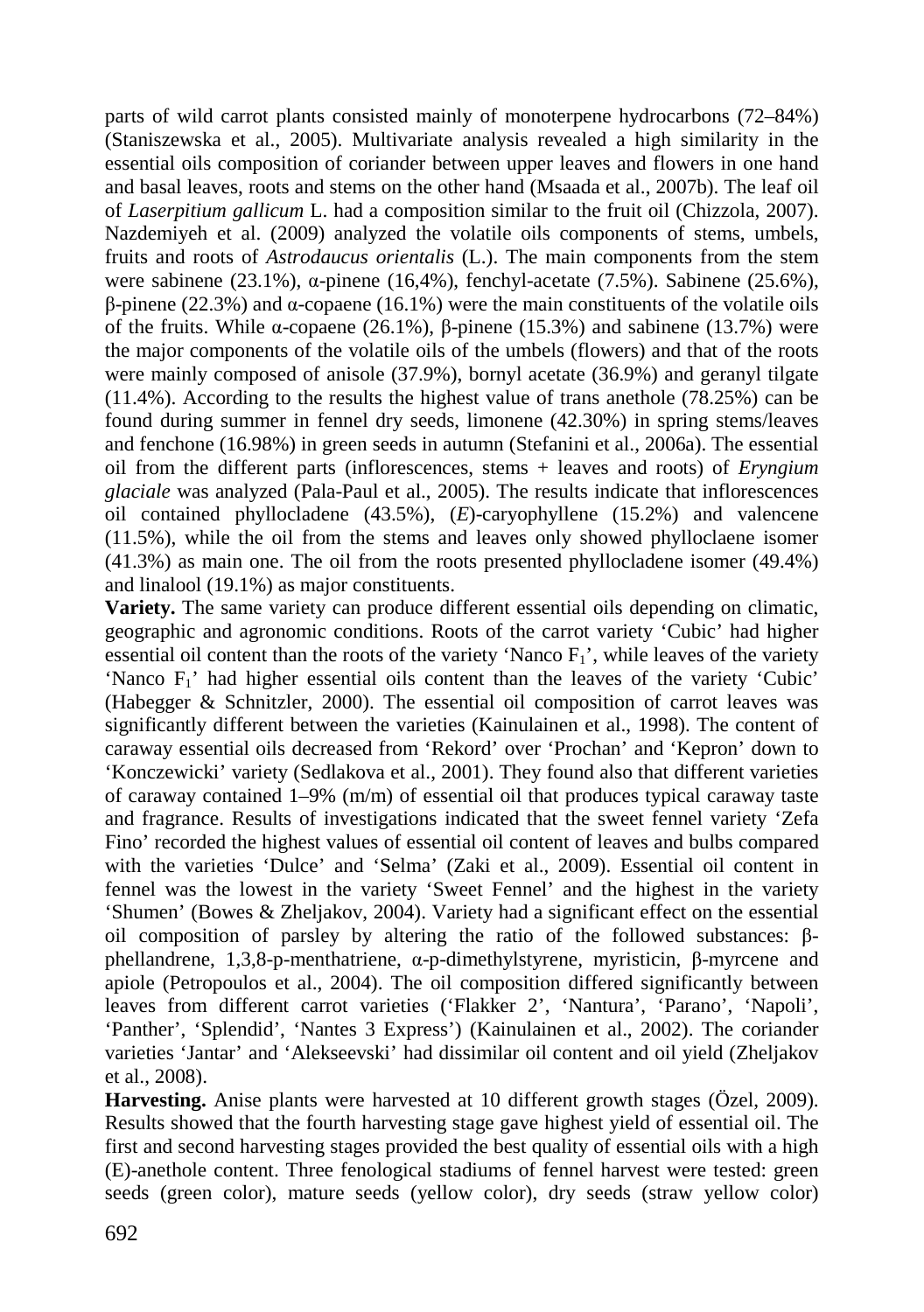parts of wild carrot plants consisted mainly of monoterpene hydrocarbons (72–84%) (Staniszewska et al., 2005). Multivariate analysis revealed a high similarity in the essential oils composition of coriander between upper leaves and flowers in one hand and basal leaves, roots and stems on the other hand (Msaada et al., 2007b). The leaf oil of *Laserpitium gallicum* L. had a composition similar to the fruit oil (Chizzola, 2007). Nazdemiyeh et al. (2009) analyzed the volatile oils components of stems, umbels, fruits and roots of *Astrodaucus orientalis* (L.). The main components from the stem were sabinene (23.1%), α-pinene (16,4%), fenchyl-acetate (7.5%). Sabinene (25.6%), β-pinene (22.3%) and α-copaene (16.1%) were the main constituents of the volatile oils of the fruits. While α-copaene (26.1%), β-pinene (15.3%) and sabinene (13.7%) were the major components of the volatile oils of the umbels (flowers) and that of the roots were mainly composed of anisole (37.9%), bornyl acetate (36.9%) and geranyl tilgate (11.4%). According to the results the highest value of trans anethole (78.25%) can be found during summer in fennel dry seeds, limonene (42.30%) in spring stems/leaves and fenchone (16.98%) in green seeds in autumn (Stefanini et al., 2006a). The essential oil from the different parts (inflorescences, stems + leaves and roots) of *Eryngium glaciale* was analyzed (Pala-Paul et al., 2005). The results indicate that inflorescences oil contained phyllocladene (43.5%), (*E*)-caryophyllene (15.2%) and valencene (11.5%), while the oil from the stems and leaves only showed phylloclaene isomer (41.3%) as main one. The oil from the roots presented phyllocladene isomer (49.4%) and linalool (19.1%) as major constituents.

**Variety.** The same variety can produce different essential oils depending on climatic, geographic and agronomic conditions. Roots of the carrot variety 'Cubic' had higher essential oil content than the roots of the variety 'Nanco $F_1$', while leaves of the variety 'Nanco $F_1$' had higher essential oils content than the leaves of the variety 'Cubic' (Habegger & Schnitzler, 2000). The essential oil composition of carrot leaves was significantly different between the varieties (Kainulainen et al., 1998). The content of caraway essential oils decreased from 'Rekord' over 'Prochan' and 'Kepron' down to 'Konczewicki' variety (Sedlakova et al., 2001). They found also that different varieties of caraway contained 1–9% (m/m) of essential oil that produces typical caraway taste and fragrance. Results of investigations indicated that the sweet fennel variety 'Zefa Fino' recorded the highest values of essential oil content of leaves and bulbs compared with the varieties 'Dulce' and 'Selma' (Zaki et al., 2009). Essential oil content in fennel was the lowest in the variety 'Sweet Fennel' and the highest in the variety 'Shumen' (Bowes & Zheljakov, 2004). Variety had a significant effect on the essential oil composition of parsley by altering the ratio of the followed substances: β-phellandrene, 1,3,8-p-menthatriene, α-p-dimethylstyrene, myristicin, β-myrcene and apiole (Petropoulos et al., 2004). The oil composition differed significantly between leaves from different carrot varieties ('Flakker 2', 'Nantura', 'Parano', 'Napoli', 'Panther', 'Splendid', 'Nantes 3 Express') (Kainulainen et al., 2002). The coriander varieties 'Jantar' and 'Alekseevski' had dissimilar oil content and oil yield (Zheljakov et al., 2008).

**Harvesting.** Anise plants were harvested at 10 different growth stages (Özel, 2009). Results showed that the fourth harvesting stage gave highest yield of essential oil. The first and second harvesting stages provided the best quality of essential oils with a high (E)-anethole content. Three fenological stadiums of fennel harvest were tested: green seeds (green color), mature seeds (yellow color), dry seeds (straw yellow color)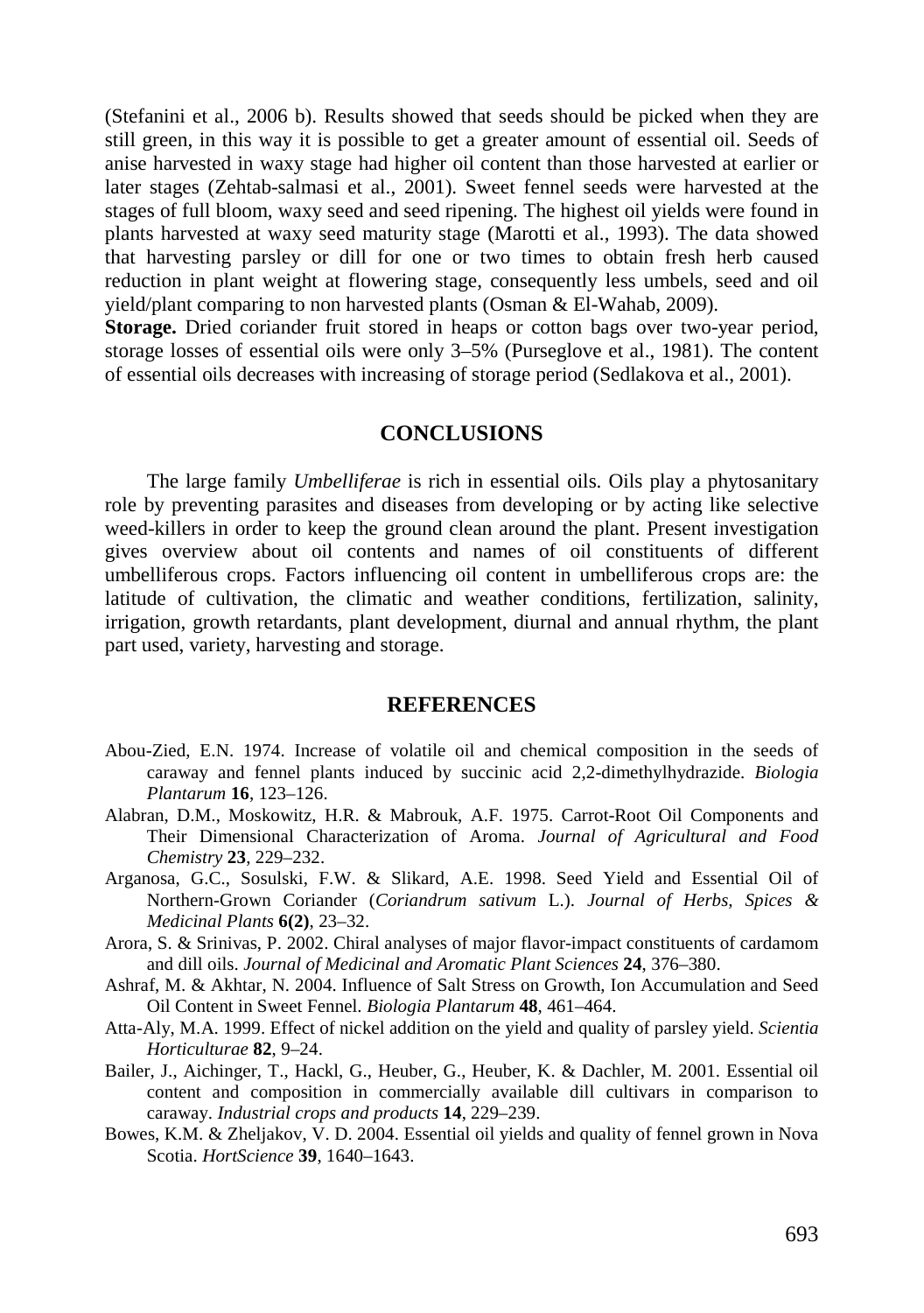(Stefanini et al., 2006 b). Results showed that seeds should be picked when they are still green, in this way it is possible to get a greater amount of essential oil. Seeds of anise harvested in waxy stage had higher oil content than those harvested at earlier or later stages (Zehtab-salmasi et al., 2001). Sweet fennel seeds were harvested at the stages of full bloom, waxy seed and seed ripening. The highest oil yields were found in plants harvested at waxy seed maturity stage (Marotti et al., 1993). The data showed that harvesting parsley or dill for one or two times to obtain fresh herb caused reduction in plant weight at flowering stage, consequently less umbels, seed and oil yield/plant comparing to non harvested plants (Osman & El-Wahab, 2009).

**Storage.** Dried coriander fruit stored in heaps or cotton bags over two-year period, storage losses of essential oils were only 3–5% (Purseglove et al., 1981). The content of essential oils decreases with increasing of storage period (Sedlakova et al., 2001).

## CONCLUSIONS

The large family *Umbelliferae* is rich in essential oils. Oils play a phytosanitary role by preventing parasites and diseases from developing or by acting like selective weed-killers in order to keep the ground clean around the plant. Present investigation gives overview about oil contents and names of oil constituents of different umbelliferous crops. Factors influencing oil content in umbelliferous crops are: the latitude of cultivation, the climatic and weather conditions, fertilization, salinity, irrigation, growth retardants, plant development, diurnal and annual rhythm, the plant part used, variety, harvesting and storage.

## REFERENCES

Abou-Zied, E.N. 1974. Increase of volatile oil and chemical composition in the seeds of caraway and fennel plants induced by succinic acid 2,2-dimethylhydrazide. *Biologia Plantarum* **16**, 123–126.

Alabran, D.M., Moskowitz, H.R. & Mabrouk, A.F. 1975. Carrot-Root Oil Components and Their Dimensional Characterization of Aroma. *Journal of Agricultural and Food Chemistry* **23**, 229–232.

Arganosa, G.C., Sosulski, F.W. & Slikard, A.E. 1998. Seed Yield and Essential Oil of Northern-Grown Coriander (*Coriandrum sativum* L.). *Journal of Herbs, Spices & Medicinal Plants* **6(2)**, 23–32.

Arora, S. & Srinivas, P. 2002. Chiral analyses of major flavor-impact constituents of cardamom and dill oils. *Journal of Medicinal and Aromatic Plant Sciences* **24**, 376–380.

Ashraf, M. & Akhtar, N. 2004. Influence of Salt Stress on Growth, Ion Accumulation and Seed Oil Content in Sweet Fennel. *Biologia Plantarum* **48**, 461–464.

Atta-Aly, M.A. 1999. Effect of nickel addition on the yield and quality of parsley yield. *Scientia Horticulturae* **82**, 9–24.

Bailer, J., Aichinger, T., Hackl, G., Heuber, G., Heuber, K. & Dachler, M. 2001. Essential oil content and composition in commercially available dill cultivars in comparison to caraway. *Industrial crops and products* **14**, 229–239.

Bowes, K.M. & Zheljakov, V. D. 2004. Essential oil yields and quality of fennel grown in Nova Scotia. *HortScience* **39**, 1640–1643.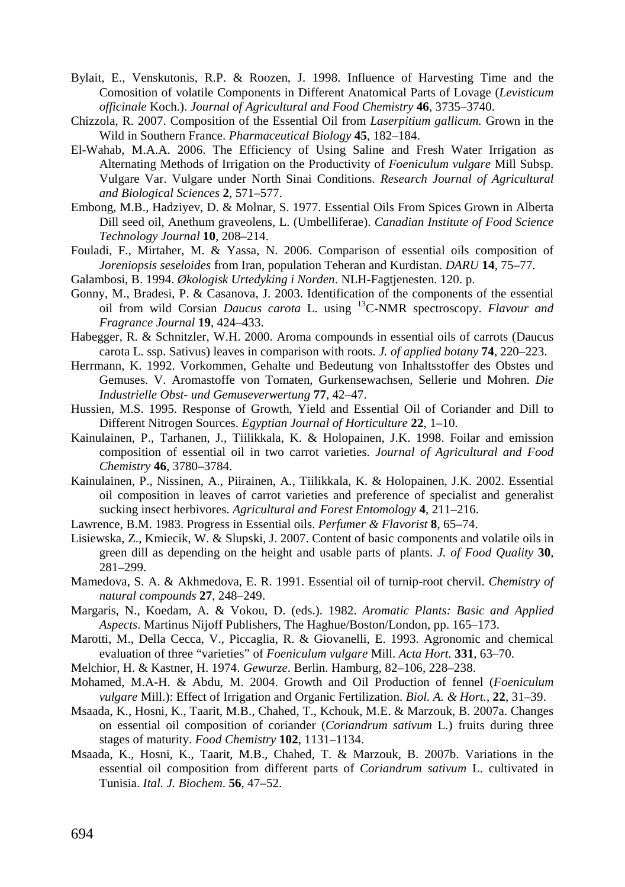Bylait, E., Venskutonis, R.P. & Roozen, J. 1998. Influence of Harvesting Time and the Comosition of volatile Components in Different Anatomical Parts of Lovage (*Levisticum officinale* Koch.). *Journal of Agricultural and Food Chemistry* **46**, 3735–3740.

Chizzola, R. 2007. Composition of the Essential Oil from *Laserpitium gallicum.* Grown in the Wild in Southern France. *Pharmaceutical Biology* **45**, 182–184.

El-Wahab, M.A.A. 2006. The Efficiency of Using Saline and Fresh Water Irrigation as Alternating Methods of Irrigation on the Productivity of *Foeniculum vulgare* Mill Subsp. Vulgare Var. Vulgare under North Sinai Conditions. *Research Journal of Agricultural and Biological Sciences* **2**, 571–577.

Embong, M.B., Hadziyev, D. & Molnar, S. 1977. Essential Oils From Spices Grown in Alberta Dill seed oil, Anethum graveolens, L. (Umbelliferae). *Canadian Institute of Food Science Technology Journal* **10**, 208–214.

Fouladi, F., Mirtaher, M. & Yassa, N. 2006. Comparison of essential oils composition of *Joreniopsis seseloides* from Iran, population Teheran and Kurdistan. *DARU* **14**, 75–77.

Galambosi, B. 1994. *Økologisk Urtedyking i Norden*. NLH-Fagtjenesten. 120. p.

Gonny, M., Bradesi, P. & Casanova, J. 2003. Identification of the components of the essential oil from wild Corsian *Daucus carota* L. using $^{13}$C-NMR spectroscopy. *Flavour and Fragrance Journal* **19**, 424–433.

Habegger, R. & Schnitzler, W.H. 2000. Aroma compounds in essential oils of carrots (Daucus carota L. ssp. Sativus) leaves in comparison with roots. *J. of applied botany* **74**, 220–223.

Herrmann, K. 1992. Vorkommen, Gehalte und Bedeutung von Inhaltsstoffer des Obstes und Gemuses. V. Aromastoffe von Tomaten, Gurkensewachsen, Sellerie und Mohren. *Die Industrielle Obst- und Gemuseverwertung* **77**, 42–47.

Hussien, M.S. 1995. Response of Growth, Yield and Essential Oil of Coriander and Dill to Different Nitrogen Sources. *Egyptian Journal of Horticulture* **22**, 1–10.

Kainulainen, P., Tarhanen, J., Tiilikkala, K. & Holopainen, J.K. 1998. Foilar and emission composition of essential oil in two carrot varieties. *Journal of Agricultural and Food Chemistry* **46**, 3780–3784.

Kainulainen, P., Nissinen, A., Piirainen, A., Tiilikkala, K. & Holopainen, J.K. 2002. Essential oil composition in leaves of carrot varieties and preference of specialist and generalist sucking insect herbivores. *Agricultural and Forest Entomology* **4**, 211–216.

Lawrence, B.M. 1983. Progress in Essential oils. *Perfumer & Flavorist* **8**, 65–74.

Lisiewska, Z., Kmiecik, W. & Slupski, J. 2007. Content of basic components and volatile oils in green dill as depending on the height and usable parts of plants. *J. of Food Quality* **30**, 281–299.

Mamedova, S. A. & Akhmedova, E. R. 1991. Essential oil of turnip-root chervil. *Chemistry of natural compounds* **27**, 248–249.

Margaris, N., Koedam, A. & Vokou, D. (eds.). 1982. *Aromatic Plants: Basic and Applied Aspects*. Martinus Nijoff Publishers, The Haghue/Boston/London, pp. 165–173.

Marotti, M., Della Cecca, V., Piccaglia, R. & Giovanelli, E. 1993. Agronomic and chemical evaluation of three "varieties" of *Foeniculum vulgare* Mill. *Acta Hort.* **331**, 63–70.

Melchior, H. & Kastner, H. 1974. *Gewurze*. Berlin. Hamburg, 82–106, 228–238.

Mohamed, M.A-H. & Abdu, M. 2004. Growth and Oil Production of fennel (*Foeniculum vulgare* Mill.): Effect of Irrigation and Organic Fertilization. *Biol. A. & Hort.*, **22**, 31–39.

Msaada, K., Hosni, K., Taarit, M.B., Chahed, T., Kchouk, M.E. & Marzouk, B. 2007a. Changes on essential oil composition of coriander (*Coriandrum sativum* L.) fruits during three stages of maturity. *Food Chemistry* **102**, 1131–1134.

Msaada, K., Hosni, K., Taarit, M.B., Chahed, T. & Marzouk, B. 2007b. Variations in the essential oil composition from different parts of *Coriandrum sativum* L. cultivated in Tunisia. *Ital. J. Biochem.* **56**, 47–52.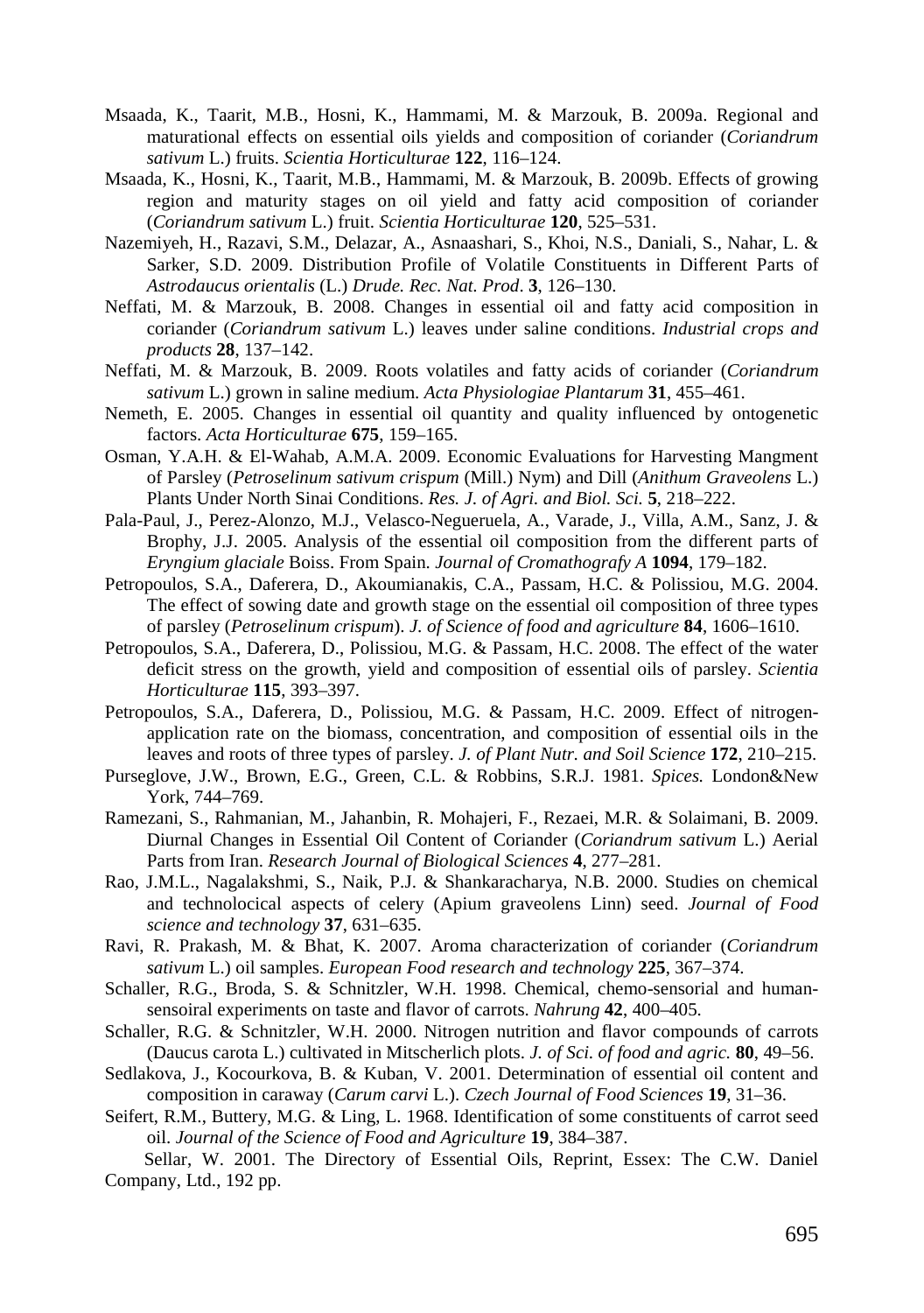Msaada, K., Taarit, M.B., Hosni, K., Hammami, M. & Marzouk, B. 2009a. Regional and maturational effects on essential oils yields and composition of coriander (*Coriandrum sativum* L.) fruits. *Scientia Horticulturae* **122**, 116–124.

Msaada, K., Hosni, K., Taarit, M.B., Hammami, M. & Marzouk, B. 2009b. Effects of growing region and maturity stages on oil yield and fatty acid composition of coriander (*Coriandrum sativum* L.) fruit. *Scientia Horticulturae* **120**, 525–531.

Nazemiyeh, H., Razavi, S.M., Delazar, A., Asnaashari, S., Khoi, N.S., Daniali, S., Nahar, L. & Sarker, S.D. 2009. Distribution Profile of Volatile Constituents in Different Parts of *Astrodaucus orientalis* (L.) *Drude. Rec. Nat. Prod*. **3**, 126–130.

Neffati, M. & Marzouk, B. 2008. Changes in essential oil and fatty acid composition in coriander (*Coriandrum sativum* L.) leaves under saline conditions. *Industrial crops and products* **28**, 137–142.

Neffati, M. & Marzouk, B. 2009. Roots volatiles and fatty acids of coriander (*Coriandrum sativum* L.) grown in saline medium. *Acta Physiologiae Plantarum* **31**, 455–461.

Nemeth, E. 2005. Changes in essential oil quantity and quality influenced by ontogenetic factors. *Acta Horticulturae* **675**, 159–165.

Osman, Y.A.H. & El-Wahab, A.M.A. 2009. Economic Evaluations for Harvesting Mangment of Parsley (*Petroselinum sativum crispum* (Mill.) Nym) and Dill (*Anithum Graveolens* L.) Plants Under North Sinai Conditions. *Res. J. of Agri. and Biol. Sci.* **5**, 218–222.

Pala-Paul, J., Perez-Alonzo, M.J., Velasco-Negueruela, A., Varade, J., Villa, A.M., Sanz, J. & Brophy, J.J. 2005. Analysis of the essential oil composition from the different parts of *Eryngium glaciale* Boiss. From Spain. *Journal of Cromathografy A* **1094**, 179–182.

Petropoulos, S.A., Daferera, D., Akoumianakis, C.A., Passam, H.C. & Polissiou, M.G. 2004. The effect of sowing date and growth stage on the essential oil composition of three types of parsley (*Petroselinum crispum*). *J. of Science of food and agriculture* **84**, 1606–1610.

Petropoulos, S.A., Daferera, D., Polissiou, M.G. & Passam, H.C. 2008. The effect of the water deficit stress on the growth, yield and composition of essential oils of parsley. *Scientia Horticulturae* **115**, 393–397.

Petropoulos, S.A., Daferera, D., Polissiou, M.G. & Passam, H.C. 2009. Effect of nitrogen-application rate on the biomass, concentration, and composition of essential oils in the leaves and roots of three types of parsley. *J. of Plant Nutr. and Soil Science* **172**, 210–215.

Purseglove, J.W., Brown, E.G., Green, C.L. & Robbins, S.R.J. 1981. *Spices.* London&New York, 744–769.

Ramezani, S., Rahmanian, M., Jahanbin, R. Mohajeri, F., Rezaei, M.R. & Solaimani, B. 2009. Diurnal Changes in Essential Oil Content of Coriander (*Coriandrum sativum* L.) Aerial Parts from Iran. *Research Journal of Biological Sciences* **4**, 277–281.

Rao, J.M.L., Nagalakshmi, S., Naik, P.J. & Shankaracharya, N.B. 2000. Studies on chemical and technolocical aspects of celery (Apium graveolens Linn) seed. *Journal of Food science and technology* **37**, 631–635.

Ravi, R. Prakash, M. & Bhat, K. 2007. Aroma characterization of coriander (*Coriandrum sativum* L.) oil samples. *European Food research and technology* **225**, 367–374.

Schaller, R.G., Broda, S. & Schnitzler, W.H. 1998. Chemical, chemo-sensorial and human-sensoiral experiments on taste and flavor of carrots. *Nahrung* **42**, 400–405.

Schaller, R.G. & Schnitzler, W.H. 2000. Nitrogen nutrition and flavor compounds of carrots (Daucus carota L.) cultivated in Mitscherlich plots. *J. of Sci. of food and agric.* **80**, 49–56.

Sedlakova, J., Kocourkova, B. & Kuban, V. 2001. Determination of essential oil content and composition in caraway (*Carum carvi* L.). *Czech Journal of Food Sciences* **19**, 31–36.

Seifert, R.M., Buttery, M.G. & Ling, L. 1968. Identification of some constituents of carrot seed oil. *Journal of the Science of Food and Agriculture* **19**, 384–387.

Sellar, W. 2001. The Directory of Essential Oils, Reprint, Essex: The C.W. Daniel Company, Ltd., 192 pp.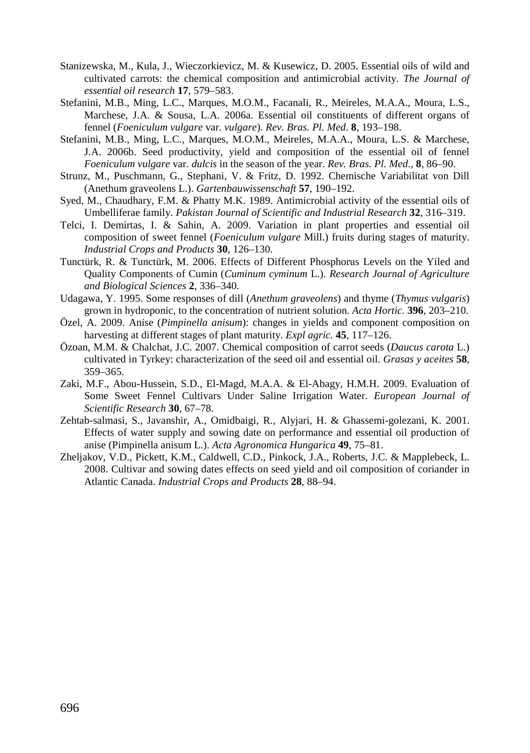Stanizewska, M., Kula, J., Wieczorkievicz, M. & Kusewicz, D. 2005. Essential oils of wild and cultivated carrots: the chemical composition and antimicrobial activity. *The Journal of essential oil research* **17**, 579–583.

Stefanini, M.B., Ming, L.C., Marques, M.O.M., Facanali, R., Meireles, M.A.A., Moura, L.S., Marchese, J.A. & Sousa, L.A. 2006a. Essential oil constituents of different organs of fennel (*Foeniculum vulgare* var. *vulgare*). *Rev. Bras. Pl. Med*. **8**, 193–198.

Stefanini, M.B., Ming, L.C., Marques, M.O.M., Meireles, M.A.A., Moura, L.S. & Marchese, J.A. 2006b. Seed productivity, yield and composition of the essential oil of fennel *Foeniculum vulgare* var. *dulcis* in the season of the year. *Rev. Bras. Pl. Med*., **8**, 86–90.

Strunz, M., Puschmann, G., Stephani, V. & Fritz, D. 1992. Chemische Variabilitat von Dill (Anethum graveolens L.). *Gartenbauwissenschaft* **57**, 190–192.

Syed, M., Chaudhary, F.M. & Phatty M.K. 1989. Antimicrobial activity of the essential oils of Umbelliferae family. *Pakistan Journal of Scientific and Industrial Research* **32**, 316–319.

Telci, I. Demirtas, I. & Sahin, A. 2009. Variation in plant properties and essential oil composition of sweet fennel (*Foeniculum vulgare* Mill.) fruits during stages of maturity. *Industrial Crops and Products* **30**, 126–130.

Tunctürk, R. & Tunctürk, M. 2006. Effects of Different Phosphorus Levels on the Yiled and Quality Components of Cumin (*Cuminum cyminum* L.). *Research Journal of Agriculture and Biological Sciences* **2**, 336–340.

Udagawa, Y. 1995. Some responses of dill (*Anethum graveolens*) and thyme (*Thymus vulgaris*) grown in hydroponic, to the concentration of nutrient solution. *Acta Hortic.* **396**, 203–210.

Özel, A. 2009. Anise (*Pimpinella anisum*): changes in yields and component composition on harvesting at different stages of plant maturity. *Expl agric.* **45**, 117–126.

Özoan, M.M. & Chalchat, J.C. 2007. Chemical composition of carrot seeds (*Daucus carota* L.) cultivated in Tyrkey: characterization of the seed oil and essential oil. *Grasas y aceites* **58**, 359–365.

Zaki, M.F., Abou-Hussein, S.D., El-Magd, M.A.A. & El-Abagy, H.M.H. 2009. Evaluation of Some Sweet Fennel Cultivars Under Saline Irrigation Water. *European Journal of Scientific Research* **30**, 67–78.

Zehtab-salmasi, S., Javanshir, A., Omidbaigi, R., Alyjari, H. & Ghassemi-golezani, K. 2001. Effects of water supply and sowing date on performance and essential oil production of anise (Pimpinella anisum L.). *Acta Agronomica Hungarica* **49**, 75–81.

Zheljakov, V.D., Pickett, K.M., Caldwell, C.D., Pinkock, J.A., Roberts, J.C. & Mapplebeck, L. 2008. Cultivar and sowing dates effects on seed yield and oil composition of coriander in Atlantic Canada. *Industrial Crops and Products* **28**, 88–94.